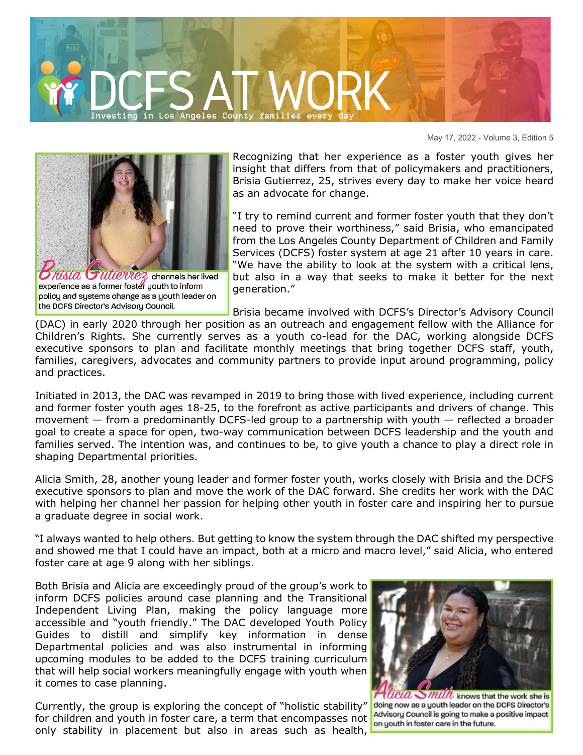// DCFS AT WORK
Investing in Los Angeles County families every day

May 17, 2022 - Volume 3, Edition 5

**Brisia Gutierrez** channels her lived experience as a former foster youth to inform policy and systems change as a youth leader on the DCFS Director's Advisory Council.

Recognizing that her experience as a foster youth gives her insight that differs from that of policymakers and practitioners, Brisia Gutierrez, 25, strives every day to make her voice heard as an advocate for change.

"I try to remind current and former foster youth that they don't need to prove their worthiness," said Brisia, who emancipated from the Los Angeles County Department of Children and Family Services (DCFS) foster system at age 21 after 10 years in care. "We have the ability to look at the system with a critical lens, but also in a way that seeks to make it better for the next generation."

Brisia became involved with DCFS's Director's Advisory Council (DAC) in early 2020 through her position as an outreach and engagement fellow with the Alliance for Children's Rights. She currently serves as a youth co-lead for the DAC, working alongside DCFS executive sponsors to plan and facilitate monthly meetings that bring together DCFS staff, youth, families, caregivers, advocates and community partners to provide input around programming, policy and practices.

Initiated in 2013, the DAC was revamped in 2019 to bring those with lived experience, including current and former foster youth ages 18-25, to the forefront as active participants and drivers of change. This movement — from a predominantly DCFS-led group to a partnership with youth — reflected a broader goal to create a space for open, two-way communication between DCFS leadership and the youth and families served. The intention was, and continues to be, to give youth a chance to play a direct role in shaping Departmental priorities.

Alicia Smith, 28, another young leader and former foster youth, works closely with Brisia and the DCFS executive sponsors to plan and move the work of the DAC forward. She credits her work with the DAC with helping her channel her passion for helping other youth in foster care and inspiring her to pursue a graduate degree in social work.

"I always wanted to help others. But getting to know the system through the DAC shifted my perspective and showed me that I could have an impact, both at a micro and macro level," said Alicia, who entered foster care at age 9 along with her siblings.

Both Brisia and Alicia are exceedingly proud of the group's work to inform DCFS policies around case planning and the Transitional Independent Living Plan, making the policy language more accessible and "youth friendly." The DAC developed Youth Policy Guides to distill and simplify key information in dense Departmental policies and was also instrumental in informing upcoming modules to be added to the DCFS training curriculum that will help social workers meaningfully engage with youth when it comes to case planning.

**Alicia Smith** knows that the work she is doing now as a youth leader on the DCFS Director's Advisory Council is going to make a positive impact on youth in foster care in the future.

Currently, the group is exploring the concept of "holistic stability" for children and youth in foster care, a term that encompasses not only stability in placement but also in areas such as health,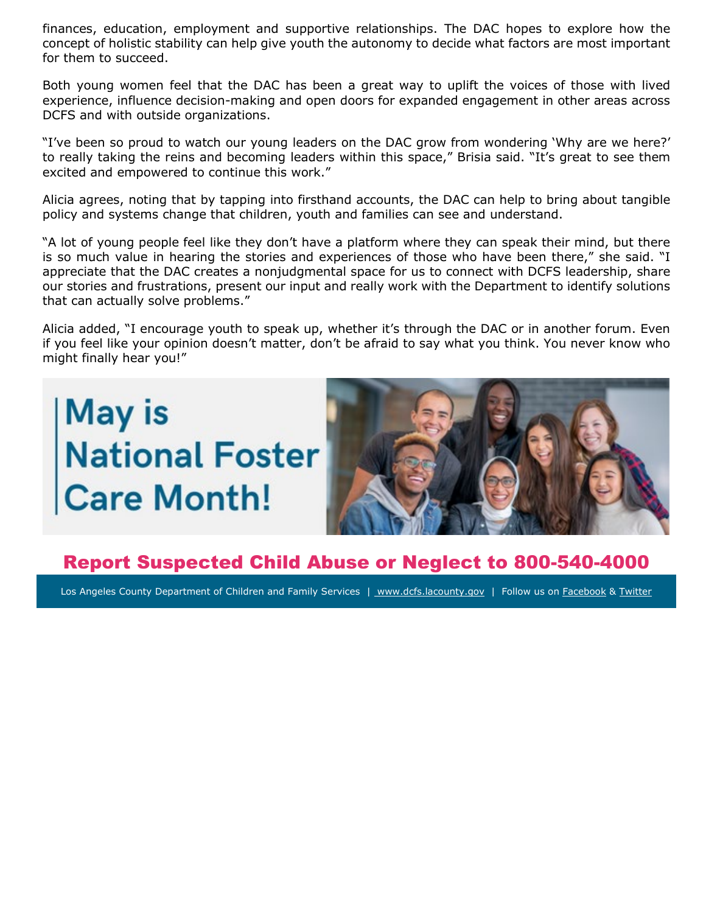finances, education, employment and supportive relationships. The DAC hopes to explore how the concept of holistic stability can help give youth the autonomy to decide what factors are most important for them to succeed.

Both young women feel that the DAC has been a great way to uplift the voices of those with lived experience, influence decision-making and open doors for expanded engagement in other areas across DCFS and with outside organizations.

"I've been so proud to watch our young leaders on the DAC grow from wondering 'Why are we here?' to really taking the reins and becoming leaders within this space," Brisia said. "It's great to see them excited and empowered to continue this work."

Alicia agrees, noting that by tapping into firsthand accounts, the DAC can help to bring about tangible policy and systems change that children, youth and families can see and understand.

"A lot of young people feel like they don't have a platform where they can speak their mind, but there is so much value in hearing the stories and experiences of those who have been there," she said. "I appreciate that the DAC creates a nonjudgmental space for us to connect with DCFS leadership, share our stories and frustrations, present our input and really work with the Department to identify solutions that can actually solve problems."

Alicia added, "I encourage youth to speak up, whether it's through the DAC or in another forum. Even if you feel like your opinion doesn't matter, don't be afraid to say what you think. You never know who might finally hear you!"

## May is National Foster Care Month!

## Report Suspected Child Abuse or Neglect to 800-540-4000

Los Angeles County Department of Children and Family Services | www.dcfs.lacounty.gov | Follow us on Facebook & Twitter